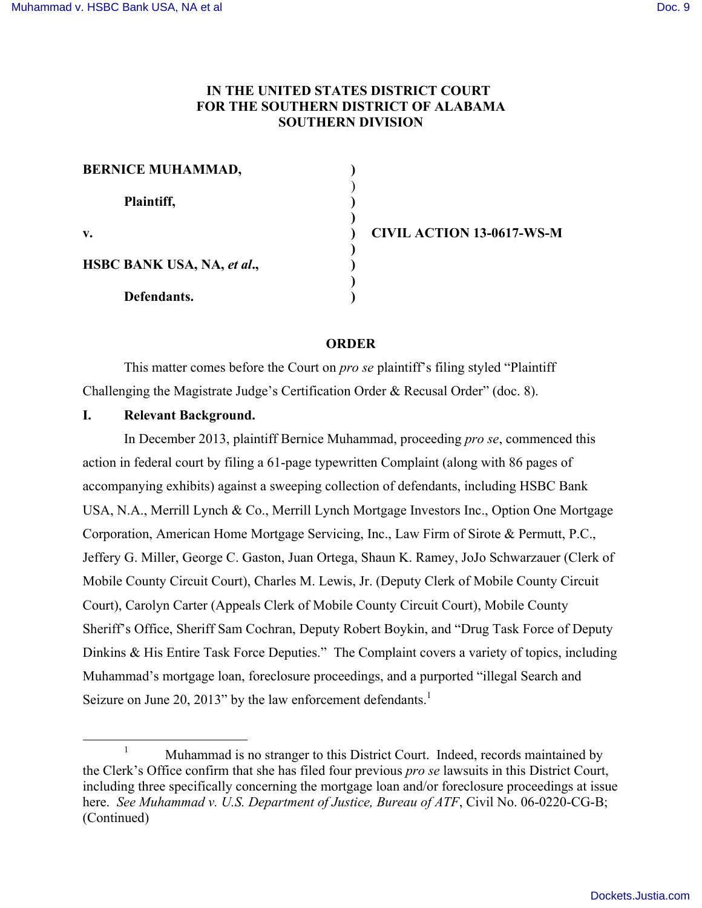IN THE UNITED STATES DISTRICT COURT
FOR THE SOUTHERN DISTRICT OF ALABAMA
SOUTHERN DIVISION

**BERNICE MUHAMMAD,**

**Plaintiff,**

**v.** ) **CIVIL ACTION 13-0617-WS-M**

**HSBC BANK USA, NA, *et al*.,**

**Defendants.**

## ORDER

This matter comes before the Court on *pro se* plaintiff's filing styled "Plaintiff Challenging the Magistrate Judge's Certification Order & Recusal Order" (doc. 8).

## I. Relevant Background.

In December 2013, plaintiff Bernice Muhammad, proceeding *pro se*, commenced this action in federal court by filing a 61-page typewritten Complaint (along with 86 pages of accompanying exhibits) against a sweeping collection of defendants, including HSBC Bank USA, N.A., Merrill Lynch & Co., Merrill Lynch Mortgage Investors Inc., Option One Mortgage Corporation, American Home Mortgage Servicing, Inc., Law Firm of Sirote & Permutt, P.C., Jeffery G. Miller, George C. Gaston, Juan Ortega, Shaun K. Ramey, JoJo Schwarzauer (Clerk of Mobile County Circuit Court), Charles M. Lewis, Jr. (Deputy Clerk of Mobile County Circuit Court), Carolyn Carter (Appeals Clerk of Mobile County Circuit Court), Mobile County Sheriff's Office, Sheriff Sam Cochran, Deputy Robert Boykin, and "Drug Task Force of Deputy Dinkins & His Entire Task Force Deputies." The Complaint covers a variety of topics, including Muhammad's mortgage loan, foreclosure proceedings, and a purported "illegal Search and Seizure on June 20, 2013" by the law enforcement defendants.[1]

---

[1] Muhammad is no stranger to this District Court. Indeed, records maintained by the Clerk's Office confirm that she has filed four previous *pro se* lawsuits in this District Court, including three specifically concerning the mortgage loan and/or foreclosure proceedings at issue here. *See Muhammad v. U.S. Department of Justice, Bureau of ATF*, Civil No. 06-0220-CG-B; (Continued)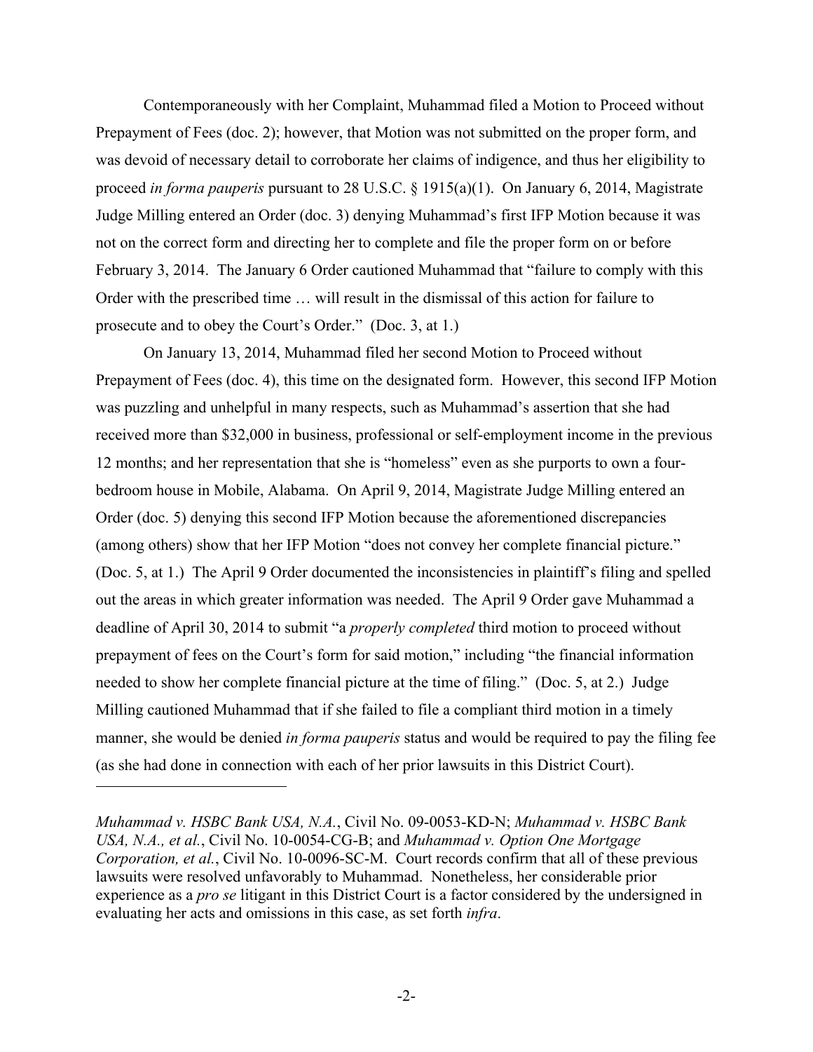Contemporaneously with her Complaint, Muhammad filed a Motion to Proceed without Prepayment of Fees (doc. 2); however, that Motion was not submitted on the proper form, and was devoid of necessary detail to corroborate her claims of indigence, and thus her eligibility to proceed *in forma pauperis* pursuant to 28 U.S.C. § 1915(a)(1). On January 6, 2014, Magistrate Judge Milling entered an Order (doc. 3) denying Muhammad's first IFP Motion because it was not on the correct form and directing her to complete and file the proper form on or before February 3, 2014. The January 6 Order cautioned Muhammad that "failure to comply with this Order with the prescribed time … will result in the dismissal of this action for failure to prosecute and to obey the Court's Order." (Doc. 3, at 1.)

On January 13, 2014, Muhammad filed her second Motion to Proceed without Prepayment of Fees (doc. 4), this time on the designated form. However, this second IFP Motion was puzzling and unhelpful in many respects, such as Muhammad's assertion that she had received more than $32,000 in business, professional or self-employment income in the previous 12 months; and her representation that she is "homeless" even as she purports to own a four-bedroom house in Mobile, Alabama. On April 9, 2014, Magistrate Judge Milling entered an Order (doc. 5) denying this second IFP Motion because the aforementioned discrepancies (among others) show that her IFP Motion "does not convey her complete financial picture." (Doc. 5, at 1.) The April 9 Order documented the inconsistencies in plaintiff's filing and spelled out the areas in which greater information was needed. The April 9 Order gave Muhammad a deadline of April 30, 2014 to submit "a *properly completed* third motion to proceed without prepayment of fees on the Court's form for said motion," including "the financial information needed to show her complete financial picture at the time of filing." (Doc. 5, at 2.) Judge Milling cautioned Muhammad that if she failed to file a compliant third motion in a timely manner, she would be denied *in forma pauperis* status and would be required to pay the filing fee (as she had done in connection with each of her prior lawsuits in this District Court).

---

*Muhammad v. HSBC Bank USA, N.A.*, Civil No. 09-0053-KD-N; *Muhammad v. HSBC Bank USA, N.A., et al.*, Civil No. 10-0054-CG-B; and *Muhammad v. Option One Mortgage Corporation, et al.*, Civil No. 10-0096-SC-M. Court records confirm that all of these previous lawsuits were resolved unfavorably to Muhammad. Nonetheless, her considerable prior experience as a *pro se* litigant in this District Court is a factor considered by the undersigned in evaluating her acts and omissions in this case, as set forth *infra*.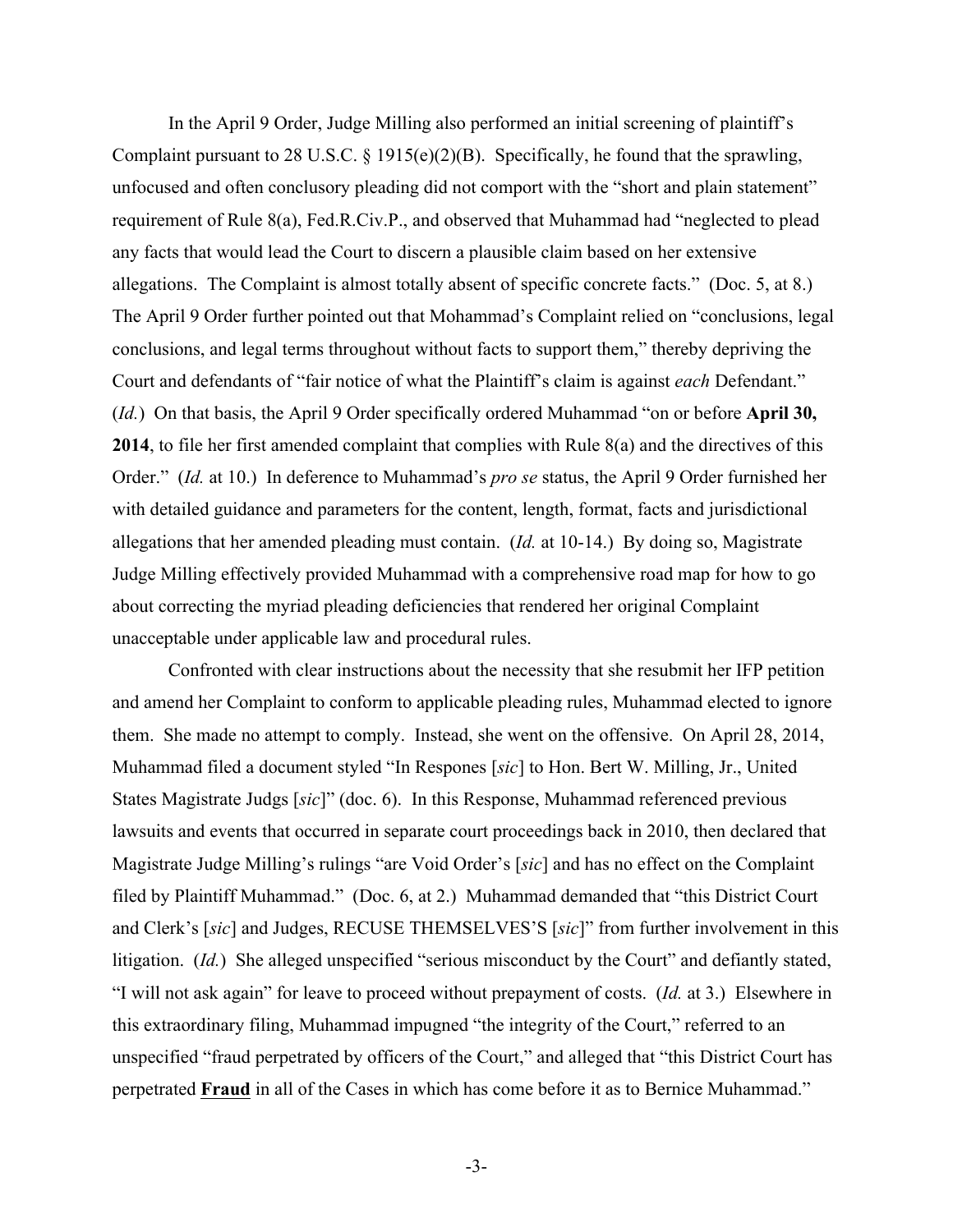In the April 9 Order, Judge Milling also performed an initial screening of plaintiff's Complaint pursuant to 28 U.S.C. § 1915(e)(2)(B). Specifically, he found that the sprawling, unfocused and often conclusory pleading did not comport with the "short and plain statement" requirement of Rule 8(a), Fed.R.Civ.P., and observed that Muhammad had "neglected to plead any facts that would lead the Court to discern a plausible claim based on her extensive allegations. The Complaint is almost totally absent of specific concrete facts." (Doc. 5, at 8.) The April 9 Order further pointed out that Mohammad's Complaint relied on "conclusions, legal conclusions, and legal terms throughout without facts to support them," thereby depriving the Court and defendants of "fair notice of what the Plaintiff's claim is against *each* Defendant." (*Id.*) On that basis, the April 9 Order specifically ordered Muhammad "on or before **April 30, 2014**, to file her first amended complaint that complies with Rule 8(a) and the directives of this Order." (*Id.* at 10.) In deference to Muhammad's *pro se* status, the April 9 Order furnished her with detailed guidance and parameters for the content, length, format, facts and jurisdictional allegations that her amended pleading must contain. (*Id.* at 10-14.) By doing so, Magistrate Judge Milling effectively provided Muhammad with a comprehensive road map for how to go about correcting the myriad pleading deficiencies that rendered her original Complaint unacceptable under applicable law and procedural rules.

Confronted with clear instructions about the necessity that she resubmit her IFP petition and amend her Complaint to conform to applicable pleading rules, Muhammad elected to ignore them. She made no attempt to comply. Instead, she went on the offensive. On April 28, 2014, Muhammad filed a document styled "In Respones [*sic*] to Hon. Bert W. Milling, Jr., United States Magistrate Judgs [*sic*]" (doc. 6). In this Response, Muhammad referenced previous lawsuits and events that occurred in separate court proceedings back in 2010, then declared that Magistrate Judge Milling's rulings "are Void Order's [*sic*] and has no effect on the Complaint filed by Plaintiff Muhammad." (Doc. 6, at 2.) Muhammad demanded that "this District Court and Clerk's [*sic*] and Judges, RECUSE THEMSELVES'S [*sic*]" from further involvement in this litigation. (*Id.*) She alleged unspecified "serious misconduct by the Court" and defiantly stated, "I will not ask again" for leave to proceed without prepayment of costs. (*Id.* at 3.) Elsewhere in this extraordinary filing, Muhammad impugned "the integrity of the Court," referred to an unspecified "fraud perpetrated by officers of the Court," and alleged that "this District Court has perpetrated **<u>Fraud</u>** in all of the Cases in which has come before it as to Bernice Muhammad."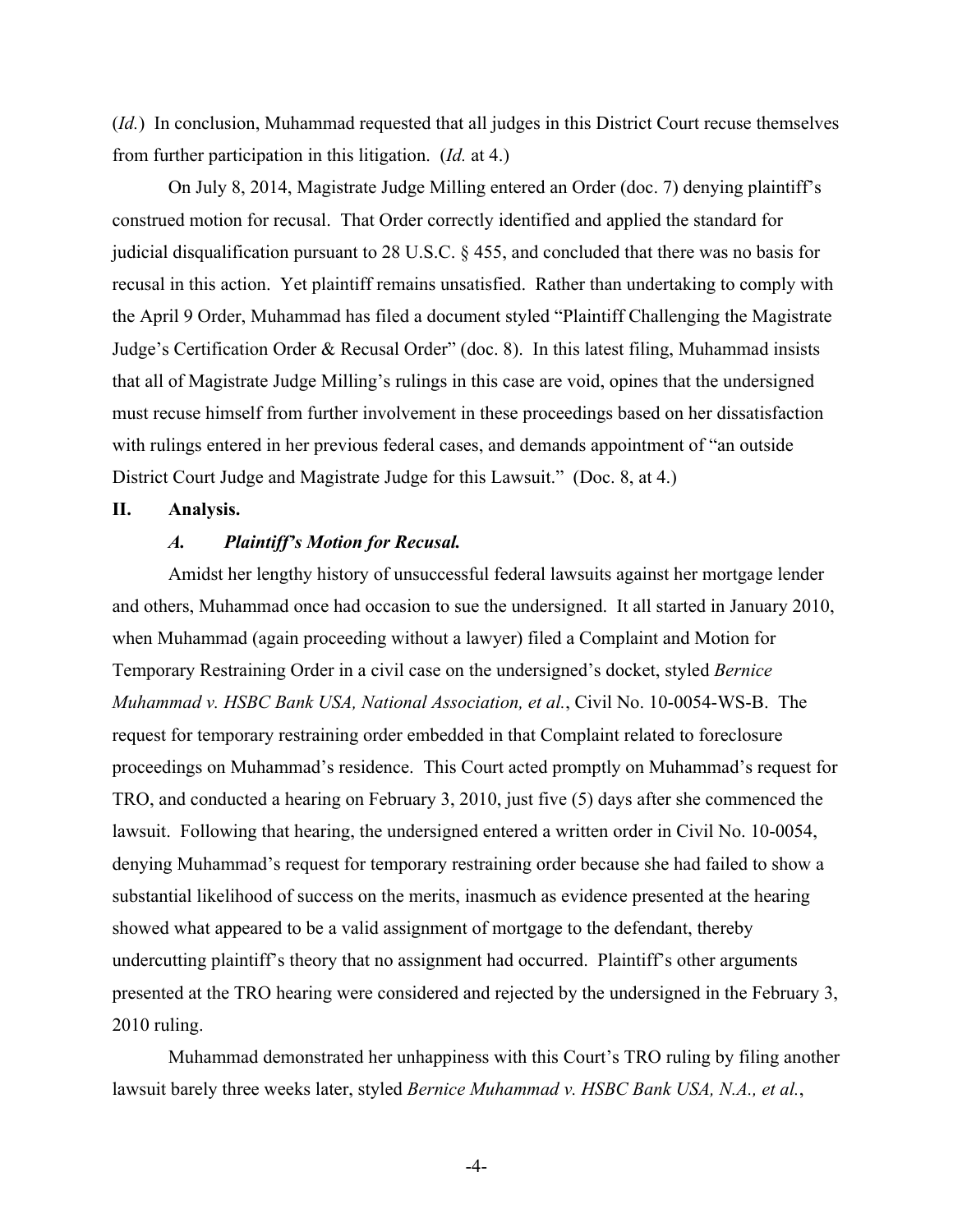(*Id.*) In conclusion, Muhammad requested that all judges in this District Court recuse themselves from further participation in this litigation. (*Id.* at 4.)

On July 8, 2014, Magistrate Judge Milling entered an Order (doc. 7) denying plaintiff's construed motion for recusal. That Order correctly identified and applied the standard for judicial disqualification pursuant to 28 U.S.C. § 455, and concluded that there was no basis for recusal in this action. Yet plaintiff remains unsatisfied. Rather than undertaking to comply with the April 9 Order, Muhammad has filed a document styled "Plaintiff Challenging the Magistrate Judge's Certification Order & Recusal Order" (doc. 8). In this latest filing, Muhammad insists that all of Magistrate Judge Milling's rulings in this case are void, opines that the undersigned must recuse himself from further involvement in these proceedings based on her dissatisfaction with rulings entered in her previous federal cases, and demands appointment of "an outside District Court Judge and Magistrate Judge for this Lawsuit." (Doc. 8, at 4.)

## II. Analysis.

### *A. Plaintiff's Motion for Recusal.*

Amidst her lengthy history of unsuccessful federal lawsuits against her mortgage lender and others, Muhammad once had occasion to sue the undersigned. It all started in January 2010, when Muhammad (again proceeding without a lawyer) filed a Complaint and Motion for Temporary Restraining Order in a civil case on the undersigned's docket, styled *Bernice Muhammad v. HSBC Bank USA, National Association, et al.*, Civil No. 10-0054-WS-B. The request for temporary restraining order embedded in that Complaint related to foreclosure proceedings on Muhammad's residence. This Court acted promptly on Muhammad's request for TRO, and conducted a hearing on February 3, 2010, just five (5) days after she commenced the lawsuit. Following that hearing, the undersigned entered a written order in Civil No. 10-0054, denying Muhammad's request for temporary restraining order because she had failed to show a substantial likelihood of success on the merits, inasmuch as evidence presented at the hearing showed what appeared to be a valid assignment of mortgage to the defendant, thereby undercutting plaintiff's theory that no assignment had occurred. Plaintiff's other arguments presented at the TRO hearing were considered and rejected by the undersigned in the February 3, 2010 ruling.

Muhammad demonstrated her unhappiness with this Court's TRO ruling by filing another lawsuit barely three weeks later, styled *Bernice Muhammad v. HSBC Bank USA, N.A., et al.*,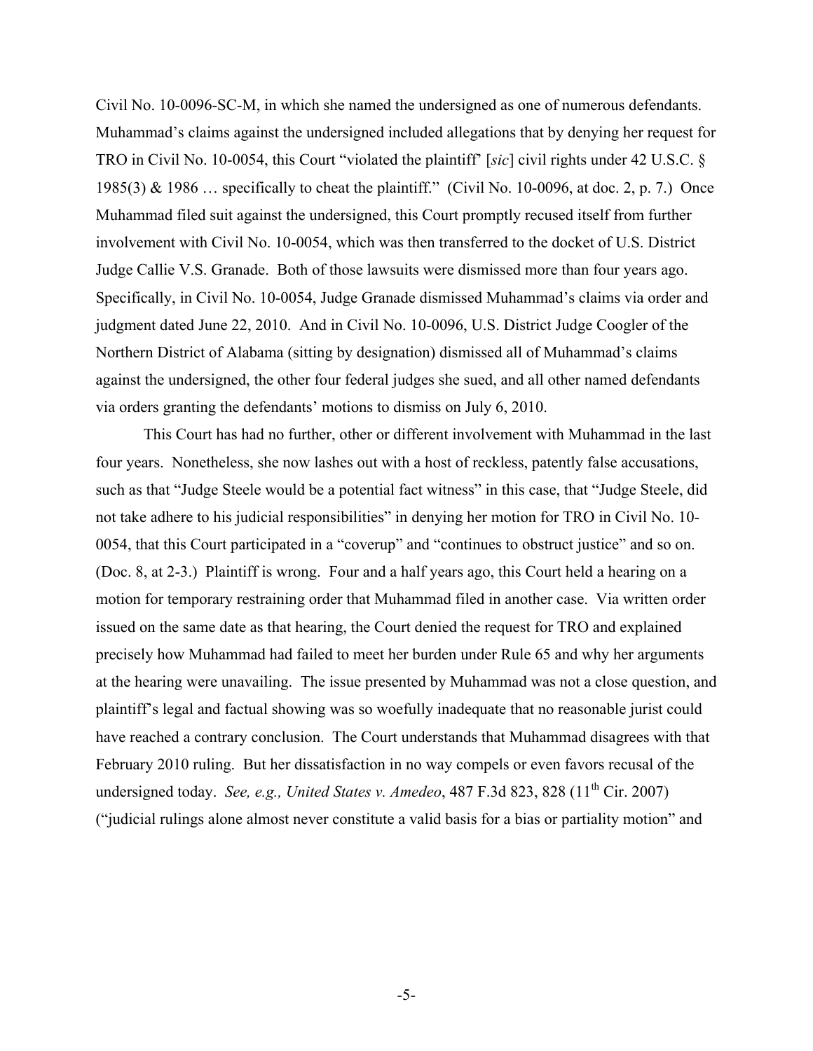Civil No. 10-0096-SC-M, in which she named the undersigned as one of numerous defendants. Muhammad's claims against the undersigned included allegations that by denying her request for TRO in Civil No. 10-0054, this Court "violated the plaintiff' [*sic*] civil rights under 42 U.S.C. § 1985(3) & 1986 … specifically to cheat the plaintiff." (Civil No. 10-0096, at doc. 2, p. 7.) Once Muhammad filed suit against the undersigned, this Court promptly recused itself from further involvement with Civil No. 10-0054, which was then transferred to the docket of U.S. District Judge Callie V.S. Granade. Both of those lawsuits were dismissed more than four years ago. Specifically, in Civil No. 10-0054, Judge Granade dismissed Muhammad's claims via order and judgment dated June 22, 2010. And in Civil No. 10-0096, U.S. District Judge Coogler of the Northern District of Alabama (sitting by designation) dismissed all of Muhammad's claims against the undersigned, the other four federal judges she sued, and all other named defendants via orders granting the defendants' motions to dismiss on July 6, 2010.

This Court has had no further, other or different involvement with Muhammad in the last four years. Nonetheless, she now lashes out with a host of reckless, patently false accusations, such as that "Judge Steele would be a potential fact witness" in this case, that "Judge Steele, did not take adhere to his judicial responsibilities" in denying her motion for TRO in Civil No. 10-0054, that this Court participated in a "coverup" and "continues to obstruct justice" and so on. (Doc. 8, at 2-3.) Plaintiff is wrong. Four and a half years ago, this Court held a hearing on a motion for temporary restraining order that Muhammad filed in another case. Via written order issued on the same date as that hearing, the Court denied the request for TRO and explained precisely how Muhammad had failed to meet her burden under Rule 65 and why her arguments at the hearing were unavailing. The issue presented by Muhammad was not a close question, and plaintiff's legal and factual showing was so woefully inadequate that no reasonable jurist could have reached a contrary conclusion. The Court understands that Muhammad disagrees with that February 2010 ruling. But her dissatisfaction in no way compels or even favors recusal of the undersigned today. *See, e.g., United States v. Amedeo*, 487 F.3d 823, 828 (11th Cir. 2007) ("judicial rulings alone almost never constitute a valid basis for a bias or partiality motion" and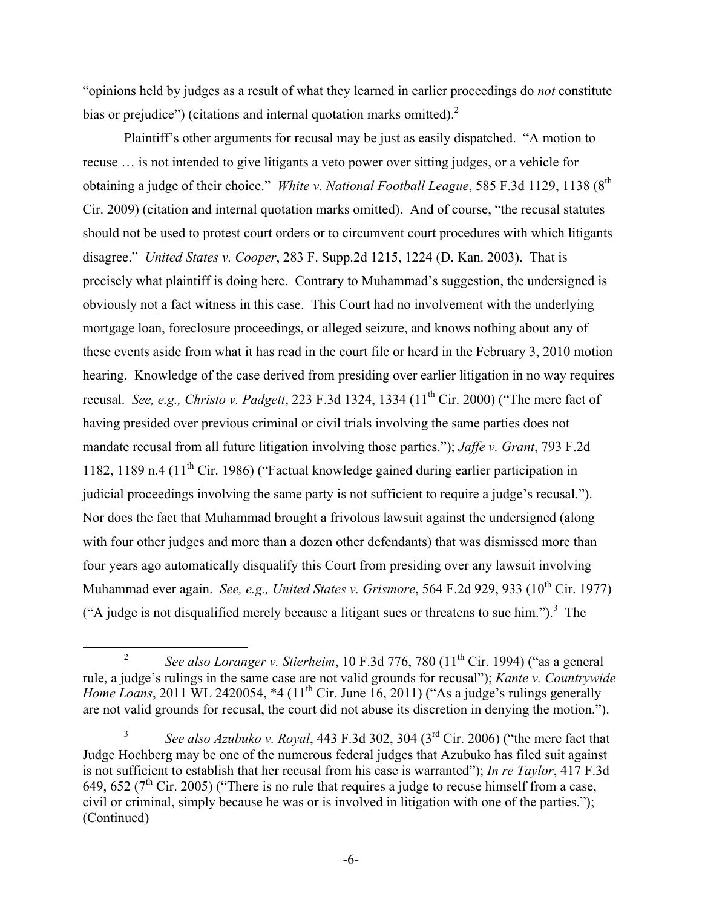"opinions held by judges as a result of what they learned in earlier proceedings do *not* constitute bias or prejudice") (citations and internal quotation marks omitted).[2]

Plaintiff's other arguments for recusal may be just as easily dispatched. "A motion to recuse … is not intended to give litigants a veto power over sitting judges, or a vehicle for obtaining a judge of their choice." *White v. National Football League*, 585 F.3d 1129, 1138 (8th Cir. 2009) (citation and internal quotation marks omitted). And of course, "the recusal statutes should not be used to protest court orders or to circumvent court procedures with which litigants disagree." *United States v. Cooper*, 283 F. Supp.2d 1215, 1224 (D. Kan. 2003). That is precisely what plaintiff is doing here. Contrary to Muhammad's suggestion, the undersigned is obviously not a fact witness in this case. This Court had no involvement with the underlying mortgage loan, foreclosure proceedings, or alleged seizure, and knows nothing about any of these events aside from what it has read in the court file or heard in the February 3, 2010 motion hearing. Knowledge of the case derived from presiding over earlier litigation in no way requires recusal. *See, e.g., Christo v. Padgett*, 223 F.3d 1324, 1334 (11th Cir. 2000) ("The mere fact of having presided over previous criminal or civil trials involving the same parties does not mandate recusal from all future litigation involving those parties."); *Jaffe v. Grant*, 793 F.2d 1182, 1189 n.4 (11th Cir. 1986) ("Factual knowledge gained during earlier participation in judicial proceedings involving the same party is not sufficient to require a judge's recusal."). Nor does the fact that Muhammad brought a frivolous lawsuit against the undersigned (along with four other judges and more than a dozen other defendants) that was dismissed more than four years ago automatically disqualify this Court from presiding over any lawsuit involving Muhammad ever again. *See, e.g., United States v. Grismore*, 564 F.2d 929, 933 (10th Cir. 1977) ("A judge is not disqualified merely because a litigant sues or threatens to sue him.").[3] The

---

[2] *See also Loranger v. Stierheim*, 10 F.3d 776, 780 (11th Cir. 1994) ("as a general rule, a judge's rulings in the same case are not valid grounds for recusal"); *Kante v. Countrywide Home Loans*, 2011 WL 2420054, *4 (11th Cir. June 16, 2011) ("As a judge's rulings generally are not valid grounds for recusal, the court did not abuse its discretion in denying the motion.").

[3] *See also Azubuko v. Royal*, 443 F.3d 302, 304 (3rd Cir. 2006) ("the mere fact that Judge Hochberg may be one of the numerous federal judges that Azubuko has filed suit against is not sufficient to establish that her recusal from his case is warranted"); *In re Taylor*, 417 F.3d 649, 652 (7th Cir. 2005) ("There is no rule that requires a judge to recuse himself from a case, civil or criminal, simply because he was or is involved in litigation with one of the parties."); (Continued)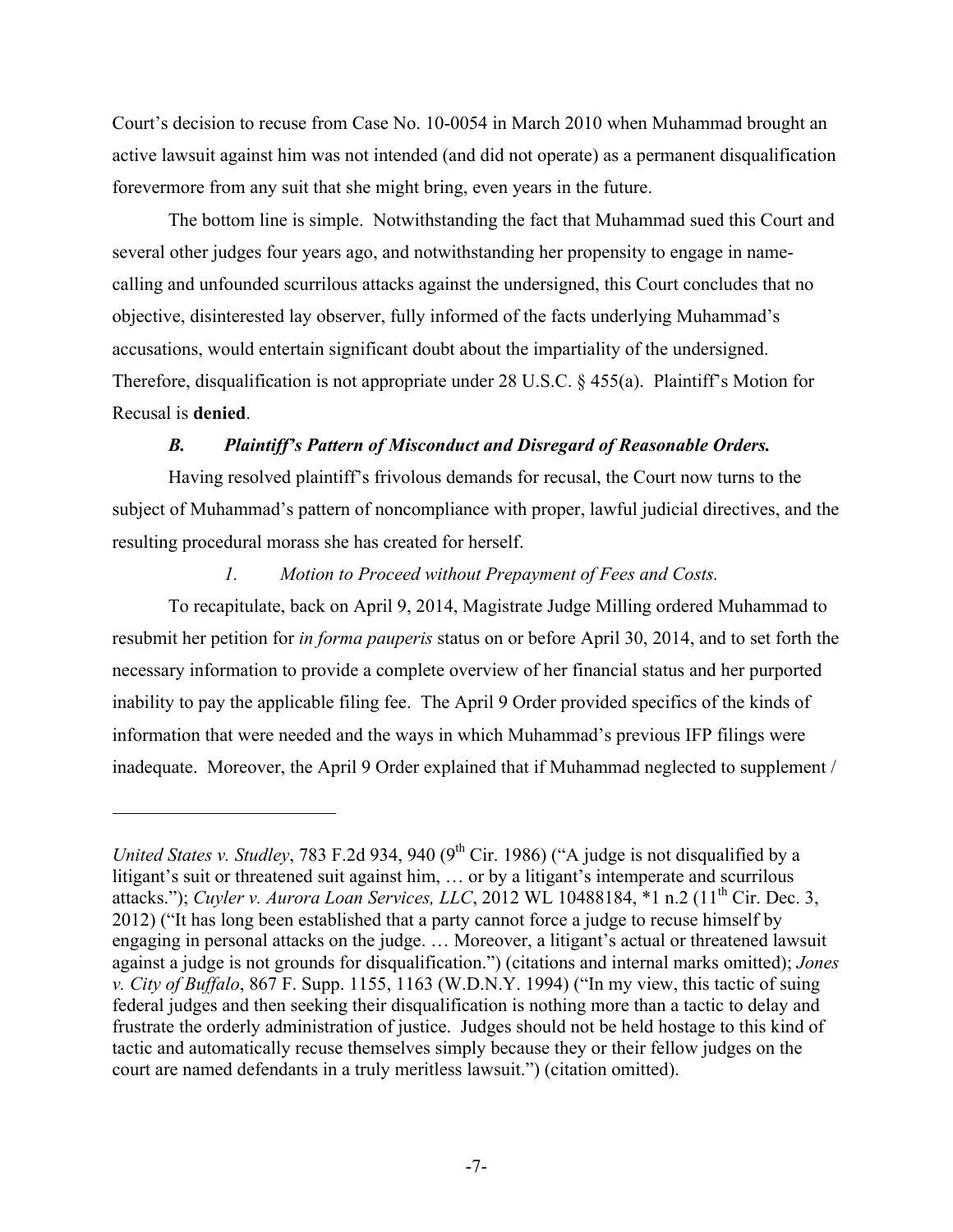Court's decision to recuse from Case No. 10-0054 in March 2010 when Muhammad brought an active lawsuit against him was not intended (and did not operate) as a permanent disqualification forevermore from any suit that she might bring, even years in the future.

The bottom line is simple. Notwithstanding the fact that Muhammad sued this Court and several other judges four years ago, and notwithstanding her propensity to engage in name-calling and unfounded scurrilous attacks against the undersigned, this Court concludes that no objective, disinterested lay observer, fully informed of the facts underlying Muhammad's accusations, would entertain significant doubt about the impartiality of the undersigned. Therefore, disqualification is not appropriate under 28 U.S.C. § 455(a). Plaintiff's Motion for Recusal is **denied**.

### *B. Plaintiff's Pattern of Misconduct and Disregard of Reasonable Orders.*

Having resolved plaintiff's frivolous demands for recusal, the Court now turns to the subject of Muhammad's pattern of noncompliance with proper, lawful judicial directives, and the resulting procedural morass she has created for herself.

#### *1. Motion to Proceed without Prepayment of Fees and Costs.*

To recapitulate, back on April 9, 2014, Magistrate Judge Milling ordered Muhammad to resubmit her petition for *in forma pauperis* status on or before April 30, 2014, and to set forth the necessary information to provide a complete overview of her financial status and her purported inability to pay the applicable filing fee. The April 9 Order provided specifics of the kinds of information that were needed and the ways in which Muhammad's previous IFP filings were inadequate. Moreover, the April 9 Order explained that if Muhammad neglected to supplement /

---

*United States v. Studley*, 783 F.2d 934, 940 (9th Cir. 1986) ("A judge is not disqualified by a litigant's suit or threatened suit against him, … or by a litigant's intemperate and scurrilous attacks."); *Cuyler v. Aurora Loan Services, LLC*, 2012 WL 10488184, *1 n.2 (11th Cir. Dec. 3, 2012) ("It has long been established that a party cannot force a judge to recuse himself by engaging in personal attacks on the judge. … Moreover, a litigant's actual or threatened lawsuit against a judge is not grounds for disqualification.") (citations and internal marks omitted); *Jones v. City of Buffalo*, 867 F. Supp. 1155, 1163 (W.D.N.Y. 1994) ("In my view, this tactic of suing federal judges and then seeking their disqualification is nothing more than a tactic to delay and frustrate the orderly administration of justice. Judges should not be held hostage to this kind of tactic and automatically recuse themselves simply because they or their fellow judges on the court are named defendants in a truly meritless lawsuit.") (citation omitted).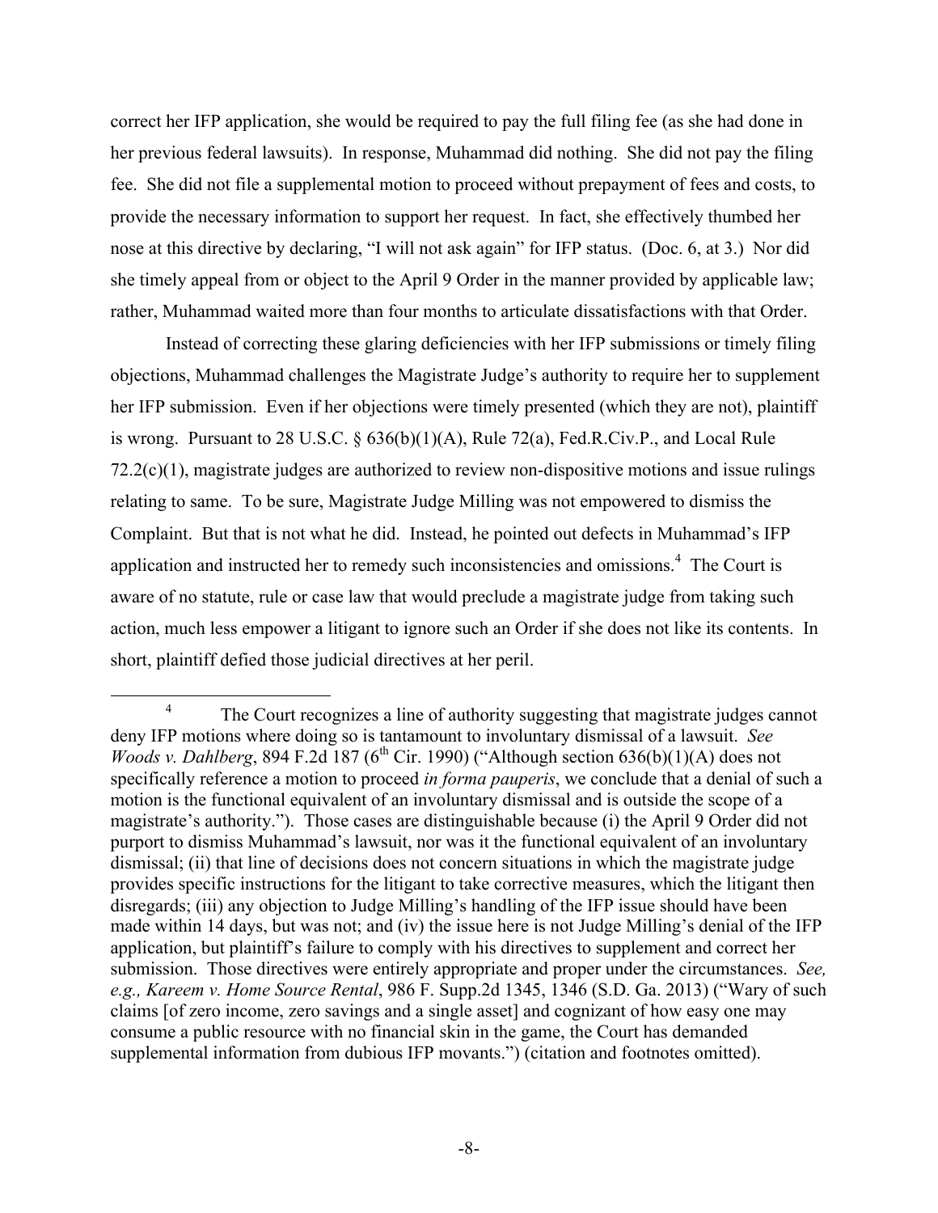correct her IFP application, she would be required to pay the full filing fee (as she had done in her previous federal lawsuits). In response, Muhammad did nothing. She did not pay the filing fee. She did not file a supplemental motion to proceed without prepayment of fees and costs, to provide the necessary information to support her request. In fact, she effectively thumbed her nose at this directive by declaring, "I will not ask again" for IFP status. (Doc. 6, at 3.) Nor did she timely appeal from or object to the April 9 Order in the manner provided by applicable law; rather, Muhammad waited more than four months to articulate dissatisfactions with that Order.

Instead of correcting these glaring deficiencies with her IFP submissions or timely filing objections, Muhammad challenges the Magistrate Judge's authority to require her to supplement her IFP submission. Even if her objections were timely presented (which they are not), plaintiff is wrong. Pursuant to 28 U.S.C. § 636(b)(1)(A), Rule 72(a), Fed.R.Civ.P., and Local Rule 72.2(c)(1), magistrate judges are authorized to review non-dispositive motions and issue rulings relating to same. To be sure, Magistrate Judge Milling was not empowered to dismiss the Complaint. But that is not what he did. Instead, he pointed out defects in Muhammad's IFP application and instructed her to remedy such inconsistencies and omissions.[4] The Court is aware of no statute, rule or case law that would preclude a magistrate judge from taking such action, much less empower a litigant to ignore such an Order if she does not like its contents. In short, plaintiff defied those judicial directives at her peril.

[4] The Court recognizes a line of authority suggesting that magistrate judges cannot deny IFP motions where doing so is tantamount to involuntary dismissal of a lawsuit. *See Woods v. Dahlberg*, 894 F.2d 187 (6th Cir. 1990) ("Although section 636(b)(1)(A) does not specifically reference a motion to proceed *in forma pauperis*, we conclude that a denial of such a motion is the functional equivalent of an involuntary dismissal and is outside the scope of a magistrate's authority."). Those cases are distinguishable because (i) the April 9 Order did not purport to dismiss Muhammad's lawsuit, nor was it the functional equivalent of an involuntary dismissal; (ii) that line of decisions does not concern situations in which the magistrate judge provides specific instructions for the litigant to take corrective measures, which the litigant then disregards; (iii) any objection to Judge Milling's handling of the IFP issue should have been made within 14 days, but was not; and (iv) the issue here is not Judge Milling's denial of the IFP application, but plaintiff's failure to comply with his directives to supplement and correct her submission. Those directives were entirely appropriate and proper under the circumstances. *See, e.g., Kareem v. Home Source Rental*, 986 F. Supp.2d 1345, 1346 (S.D. Ga. 2013) ("Wary of such claims [of zero income, zero savings and a single asset] and cognizant of how easy one may consume a public resource with no financial skin in the game, the Court has demanded supplemental information from dubious IFP movants.") (citation and footnotes omitted).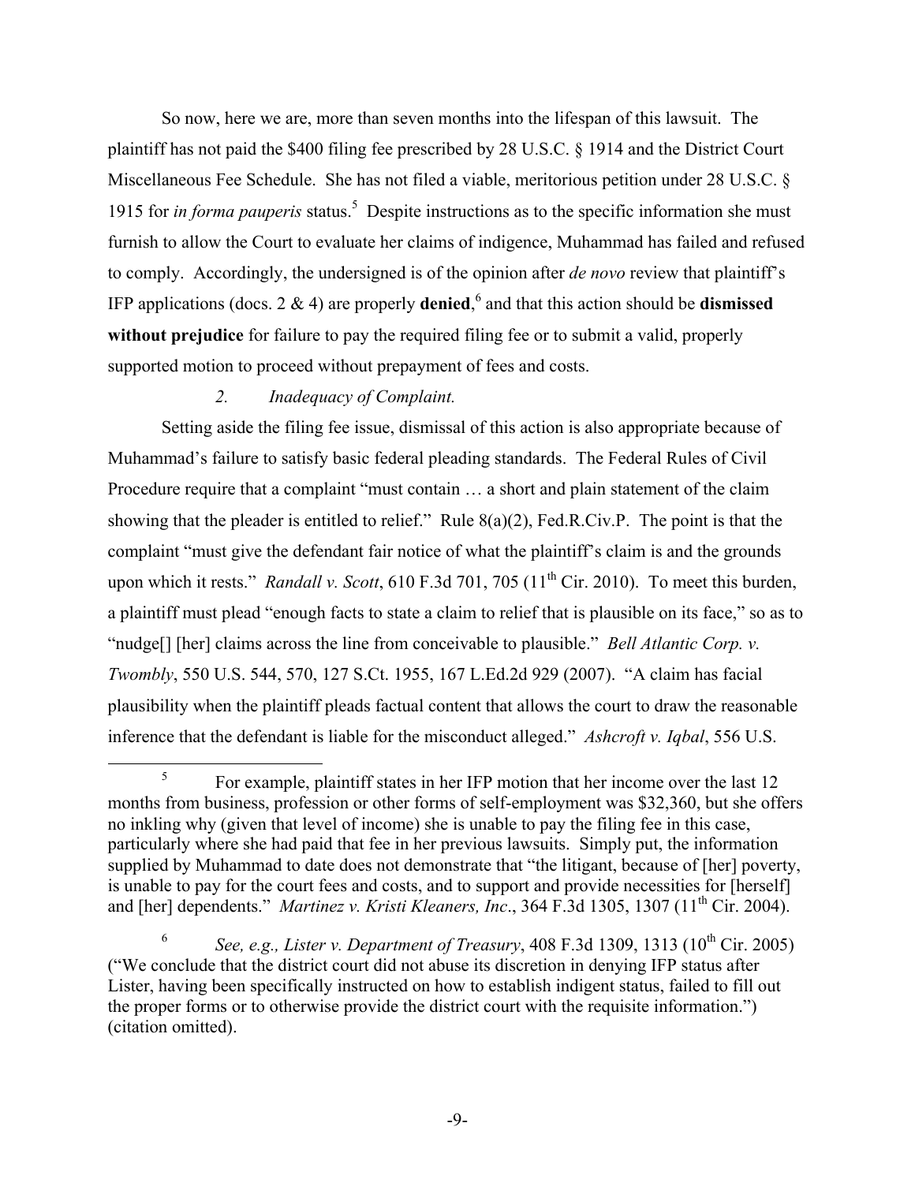So now, here we are, more than seven months into the lifespan of this lawsuit. The plaintiff has not paid the $400 filing fee prescribed by 28 U.S.C. § 1914 and the District Court Miscellaneous Fee Schedule. She has not filed a viable, meritorious petition under 28 U.S.C. § 1915 for *in forma pauperis* status.[5] Despite instructions as to the specific information she must furnish to allow the Court to evaluate her claims of indigence, Muhammad has failed and refused to comply. Accordingly, the undersigned is of the opinion after *de novo* review that plaintiff's IFP applications (docs. 2 & 4) are properly **denied**,[6] and that this action should be **dismissed without prejudice** for failure to pay the required filing fee or to submit a valid, properly supported motion to proceed without prepayment of fees and costs.

*2. Inadequacy of Complaint.*

Setting aside the filing fee issue, dismissal of this action is also appropriate because of Muhammad's failure to satisfy basic federal pleading standards. The Federal Rules of Civil Procedure require that a complaint "must contain … a short and plain statement of the claim showing that the pleader is entitled to relief." Rule 8(a)(2), Fed.R.Civ.P. The point is that the complaint "must give the defendant fair notice of what the plaintiff's claim is and the grounds upon which it rests." *Randall v. Scott*, 610 F.3d 701, 705 (11th Cir. 2010). To meet this burden, a plaintiff must plead "enough facts to state a claim to relief that is plausible on its face," so as to "nudge[] [her] claims across the line from conceivable to plausible." *Bell Atlantic Corp. v. Twombly*, 550 U.S. 544, 570, 127 S.Ct. 1955, 167 L.Ed.2d 929 (2007). "A claim has facial plausibility when the plaintiff pleads factual content that allows the court to draw the reasonable inference that the defendant is liable for the misconduct alleged." *Ashcroft v. Iqbal*, 556 U.S.

---

[5] For example, plaintiff states in her IFP motion that her income over the last 12 months from business, profession or other forms of self-employment was $32,360, but she offers no inkling why (given that level of income) she is unable to pay the filing fee in this case, particularly where she had paid that fee in her previous lawsuits. Simply put, the information supplied by Muhammad to date does not demonstrate that "the litigant, because of [her] poverty, is unable to pay for the court fees and costs, and to support and provide necessities for [herself] and [her] dependents." *Martinez v. Kristi Kleaners, Inc*., 364 F.3d 1305, 1307 (11th Cir. 2004).

[6] *See, e.g., Lister v. Department of Treasury*, 408 F.3d 1309, 1313 (10th Cir. 2005) ("We conclude that the district court did not abuse its discretion in denying IFP status after Lister, having been specifically instructed on how to establish indigent status, failed to fill out the proper forms or to otherwise provide the district court with the requisite information.") (citation omitted).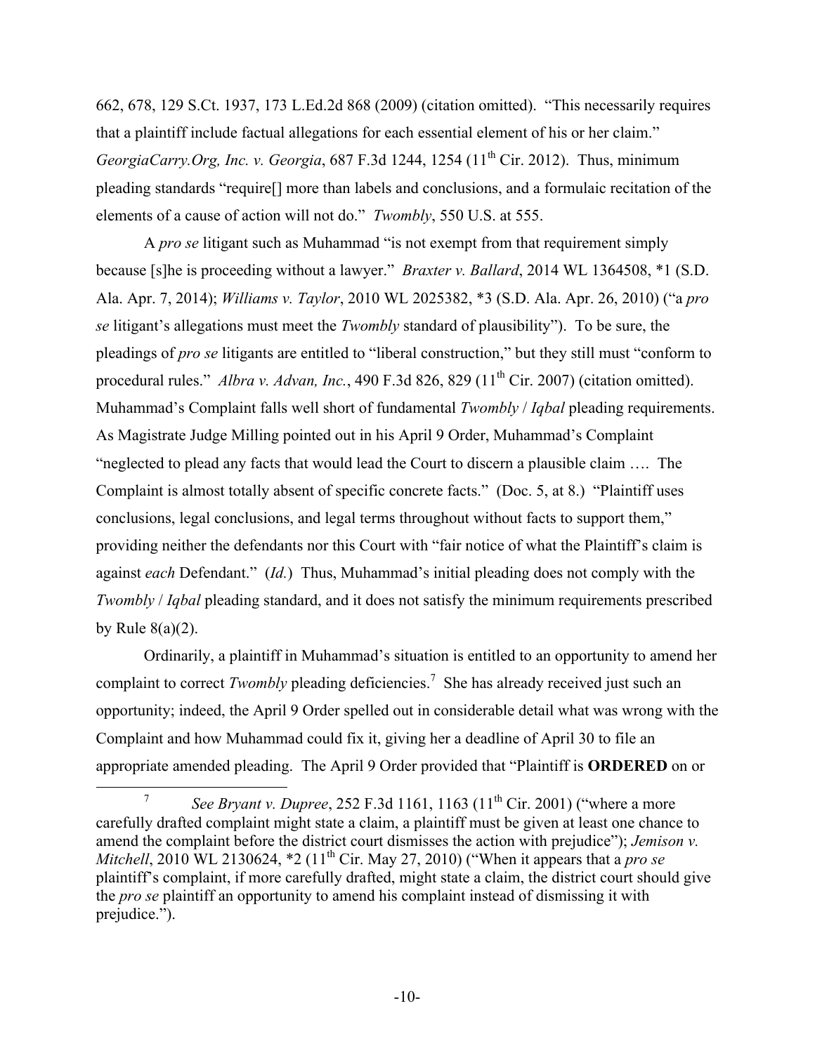662, 678, 129 S.Ct. 1937, 173 L.Ed.2d 868 (2009) (citation omitted). "This necessarily requires that a plaintiff include factual allegations for each essential element of his or her claim." *GeorgiaCarry.Org, Inc. v. Georgia*, 687 F.3d 1244, 1254 (11th Cir. 2012). Thus, minimum pleading standards "require[] more than labels and conclusions, and a formulaic recitation of the elements of a cause of action will not do." *Twombly*, 550 U.S. at 555.

A *pro se* litigant such as Muhammad "is not exempt from that requirement simply because [s]he is proceeding without a lawyer." *Braxter v. Ballard*, 2014 WL 1364508, *1 (S.D. Ala. Apr. 7, 2014); *Williams v. Taylor*, 2010 WL 2025382, *3 (S.D. Ala. Apr. 26, 2010) ("a *pro se* litigant's allegations must meet the *Twombly* standard of plausibility"). To be sure, the pleadings of *pro se* litigants are entitled to "liberal construction," but they still must "conform to procedural rules." *Albra v. Advan, Inc.*, 490 F.3d 826, 829 (11th Cir. 2007) (citation omitted). Muhammad's Complaint falls well short of fundamental *Twombly* / *Iqbal* pleading requirements. As Magistrate Judge Milling pointed out in his April 9 Order, Muhammad's Complaint "neglected to plead any facts that would lead the Court to discern a plausible claim …. The Complaint is almost totally absent of specific concrete facts." (Doc. 5, at 8.) "Plaintiff uses conclusions, legal conclusions, and legal terms throughout without facts to support them," providing neither the defendants nor this Court with "fair notice of what the Plaintiff's claim is against *each* Defendant." (*Id.*) Thus, Muhammad's initial pleading does not comply with the *Twombly* / *Iqbal* pleading standard, and it does not satisfy the minimum requirements prescribed by Rule 8(a)(2).

Ordinarily, a plaintiff in Muhammad's situation is entitled to an opportunity to amend her complaint to correct *Twombly* pleading deficiencies.[7] She has already received just such an opportunity; indeed, the April 9 Order spelled out in considerable detail what was wrong with the Complaint and how Muhammad could fix it, giving her a deadline of April 30 to file an appropriate amended pleading. The April 9 Order provided that "Plaintiff is **ORDERED** on or

---

[7] *See Bryant v. Dupree*, 252 F.3d 1161, 1163 (11th Cir. 2001) ("where a more carefully drafted complaint might state a claim, a plaintiff must be given at least one chance to amend the complaint before the district court dismisses the action with prejudice"); *Jemison v. Mitchell*, 2010 WL 2130624, *2 (11th Cir. May 27, 2010) ("When it appears that a *pro se* plaintiff's complaint, if more carefully drafted, might state a claim, the district court should give the *pro se* plaintiff an opportunity to amend his complaint instead of dismissing it with prejudice.").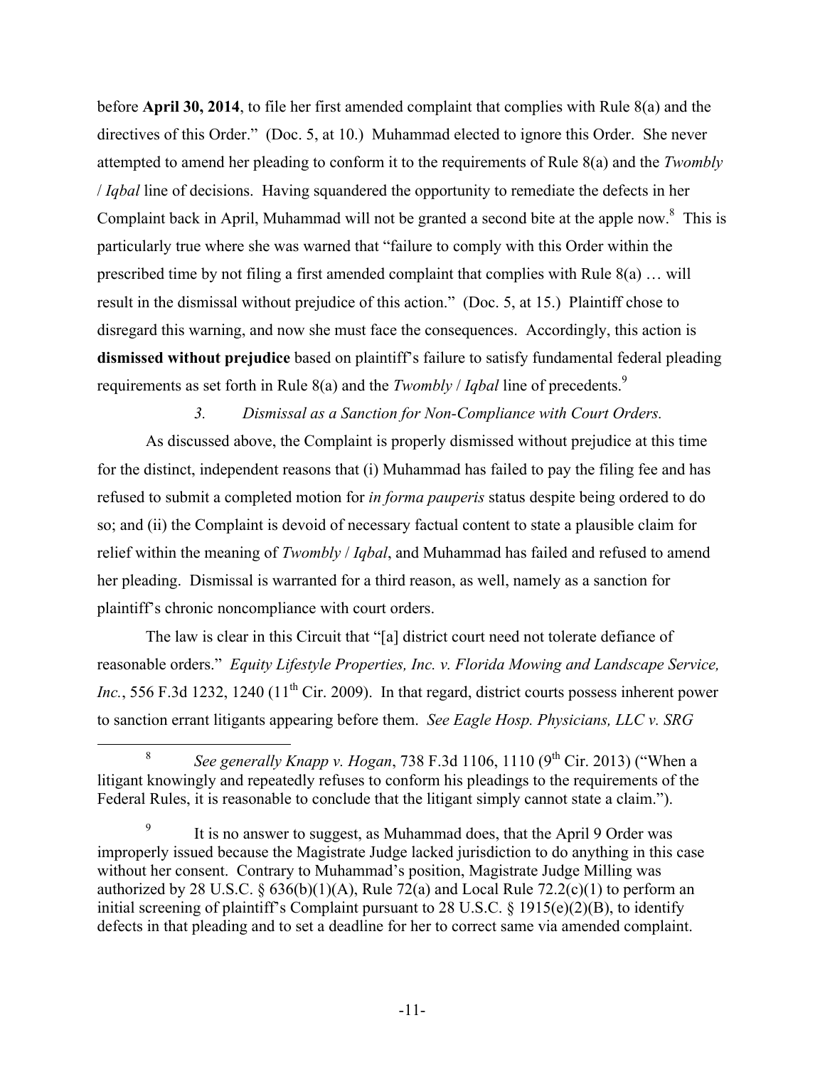before **April 30, 2014**, to file her first amended complaint that complies with Rule 8(a) and the directives of this Order." (Doc. 5, at 10.) Muhammad elected to ignore this Order. She never attempted to amend her pleading to conform it to the requirements of Rule 8(a) and the *Twombly* / *Iqbal* line of decisions. Having squandered the opportunity to remediate the defects in her Complaint back in April, Muhammad will not be granted a second bite at the apple now.[8] This is particularly true where she was warned that "failure to comply with this Order within the prescribed time by not filing a first amended complaint that complies with Rule 8(a) … will result in the dismissal without prejudice of this action." (Doc. 5, at 15.) Plaintiff chose to disregard this warning, and now she must face the consequences. Accordingly, this action is **dismissed without prejudice** based on plaintiff's failure to satisfy fundamental federal pleading requirements as set forth in Rule 8(a) and the *Twombly* / *Iqbal* line of precedents.[9]

*3. Dismissal as a Sanction for Non-Compliance with Court Orders.*

As discussed above, the Complaint is properly dismissed without prejudice at this time for the distinct, independent reasons that (i) Muhammad has failed to pay the filing fee and has refused to submit a completed motion for *in forma pauperis* status despite being ordered to do so; and (ii) the Complaint is devoid of necessary factual content to state a plausible claim for relief within the meaning of *Twombly* / *Iqbal*, and Muhammad has failed and refused to amend her pleading. Dismissal is warranted for a third reason, as well, namely as a sanction for plaintiff's chronic noncompliance with court orders.

The law is clear in this Circuit that "[a] district court need not tolerate defiance of reasonable orders." *Equity Lifestyle Properties, Inc. v. Florida Mowing and Landscape Service, Inc.*, 556 F.3d 1232, 1240 (11th Cir. 2009). In that regard, district courts possess inherent power to sanction errant litigants appearing before them. *See Eagle Hosp. Physicians, LLC v. SRG*

[8] *See generally Knapp v. Hogan*, 738 F.3d 1106, 1110 (9th Cir. 2013) ("When a litigant knowingly and repeatedly refuses to conform his pleadings to the requirements of the Federal Rules, it is reasonable to conclude that the litigant simply cannot state a claim.").

[9] It is no answer to suggest, as Muhammad does, that the April 9 Order was improperly issued because the Magistrate Judge lacked jurisdiction to do anything in this case without her consent. Contrary to Muhammad's position, Magistrate Judge Milling was authorized by 28 U.S.C. § 636(b)(1)(A), Rule 72(a) and Local Rule 72.2(c)(1) to perform an initial screening of plaintiff's Complaint pursuant to 28 U.S.C. § 1915(e)(2)(B), to identify defects in that pleading and to set a deadline for her to correct same via amended complaint.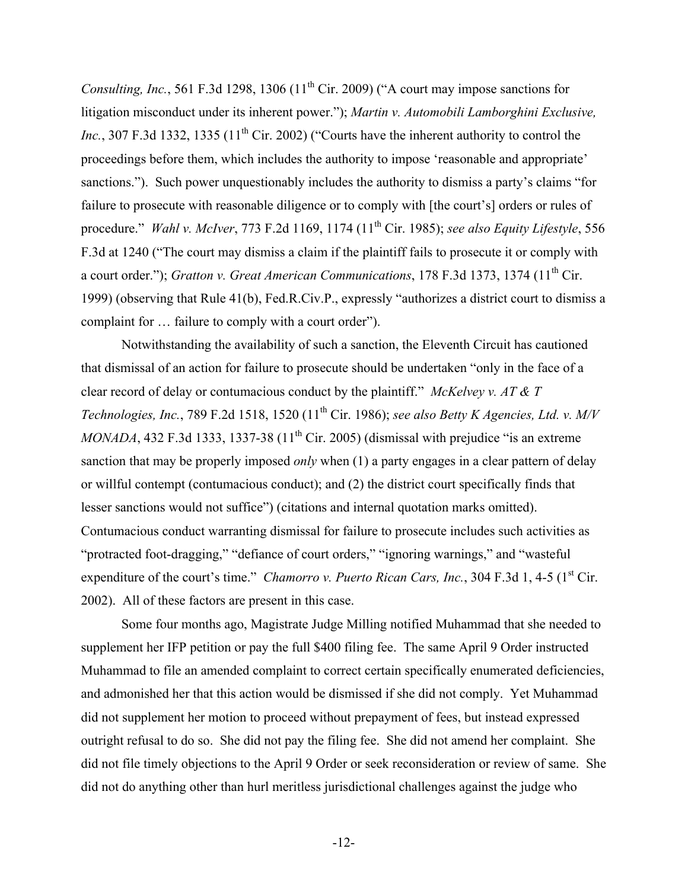*Consulting, Inc.*, 561 F.3d 1298, 1306 (11th Cir. 2009) ("A court may impose sanctions for litigation misconduct under its inherent power."); *Martin v. Automobili Lamborghini Exclusive, Inc.*, 307 F.3d 1332, 1335 (11th Cir. 2002) ("Courts have the inherent authority to control the proceedings before them, which includes the authority to impose 'reasonable and appropriate' sanctions."). Such power unquestionably includes the authority to dismiss a party's claims "for failure to prosecute with reasonable diligence or to comply with [the court's] orders or rules of procedure." *Wahl v. McIver*, 773 F.2d 1169, 1174 (11th Cir. 1985); *see also Equity Lifestyle*, 556 F.3d at 1240 ("The court may dismiss a claim if the plaintiff fails to prosecute it or comply with a court order."); *Gratton v. Great American Communications*, 178 F.3d 1373, 1374 (11th Cir. 1999) (observing that Rule 41(b), Fed.R.Civ.P., expressly "authorizes a district court to dismiss a complaint for … failure to comply with a court order").

Notwithstanding the availability of such a sanction, the Eleventh Circuit has cautioned that dismissal of an action for failure to prosecute should be undertaken "only in the face of a clear record of delay or contumacious conduct by the plaintiff." *McKelvey v. AT & T Technologies, Inc.*, 789 F.2d 1518, 1520 (11th Cir. 1986); *see also Betty K Agencies, Ltd. v. M/V MONADA*, 432 F.3d 1333, 1337-38 (11th Cir. 2005) (dismissal with prejudice "is an extreme sanction that may be properly imposed *only* when (1) a party engages in a clear pattern of delay or willful contempt (contumacious conduct); and (2) the district court specifically finds that lesser sanctions would not suffice") (citations and internal quotation marks omitted). Contumacious conduct warranting dismissal for failure to prosecute includes such activities as "protracted foot-dragging," "defiance of court orders," "ignoring warnings," and "wasteful expenditure of the court's time." *Chamorro v. Puerto Rican Cars, Inc.*, 304 F.3d 1, 4-5 (1st Cir. 2002). All of these factors are present in this case.

Some four months ago, Magistrate Judge Milling notified Muhammad that she needed to supplement her IFP petition or pay the full $400 filing fee. The same April 9 Order instructed Muhammad to file an amended complaint to correct certain specifically enumerated deficiencies, and admonished her that this action would be dismissed if she did not comply. Yet Muhammad did not supplement her motion to proceed without prepayment of fees, but instead expressed outright refusal to do so. She did not pay the filing fee. She did not amend her complaint. She did not file timely objections to the April 9 Order or seek reconsideration or review of same. She did not do anything other than hurl meritless jurisdictional challenges against the judge who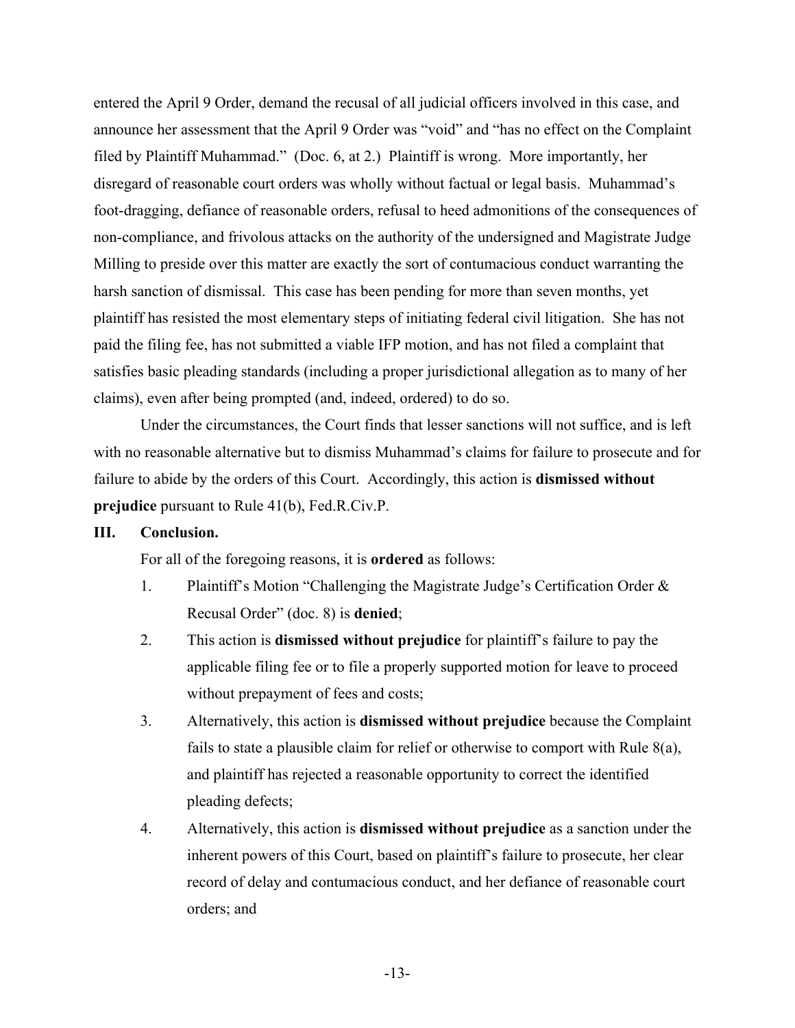entered the April 9 Order, demand the recusal of all judicial officers involved in this case, and announce her assessment that the April 9 Order was "void" and "has no effect on the Complaint filed by Plaintiff Muhammad." (Doc. 6, at 2.) Plaintiff is wrong. More importantly, her disregard of reasonable court orders was wholly without factual or legal basis. Muhammad's foot-dragging, defiance of reasonable orders, refusal to heed admonitions of the consequences of non-compliance, and frivolous attacks on the authority of the undersigned and Magistrate Judge Milling to preside over this matter are exactly the sort of contumacious conduct warranting the harsh sanction of dismissal. This case has been pending for more than seven months, yet plaintiff has resisted the most elementary steps of initiating federal civil litigation. She has not paid the filing fee, has not submitted a viable IFP motion, and has not filed a complaint that satisfies basic pleading standards (including a proper jurisdictional allegation as to many of her claims), even after being prompted (and, indeed, ordered) to do so.

Under the circumstances, the Court finds that lesser sanctions will not suffice, and is left with no reasonable alternative but to dismiss Muhammad's claims for failure to prosecute and for failure to abide by the orders of this Court. Accordingly, this action is **dismissed without prejudice** pursuant to Rule 41(b), Fed.R.Civ.P.

## III. Conclusion.

For all of the foregoing reasons, it is **ordered** as follows:

1. Plaintiff's Motion "Challenging the Magistrate Judge's Certification Order & Recusal Order" (doc. 8) is **denied**;
2. This action is **dismissed without prejudice** for plaintiff's failure to pay the applicable filing fee or to file a properly supported motion for leave to proceed without prepayment of fees and costs;
3. Alternatively, this action is **dismissed without prejudice** because the Complaint fails to state a plausible claim for relief or otherwise to comport with Rule 8(a), and plaintiff has rejected a reasonable opportunity to correct the identified pleading defects;
4. Alternatively, this action is **dismissed without prejudice** as a sanction under the inherent powers of this Court, based on plaintiff's failure to prosecute, her clear record of delay and contumacious conduct, and her defiance of reasonable court orders; and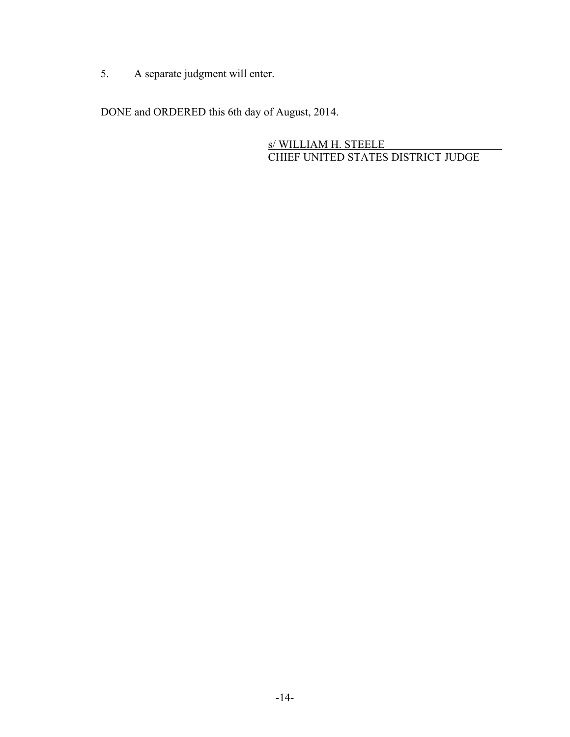5. A separate judgment will enter.

DONE and ORDERED this 6th day of August, 2014.

s/ WILLIAM H. STEELE
CHIEF UNITED STATES DISTRICT JUDGE